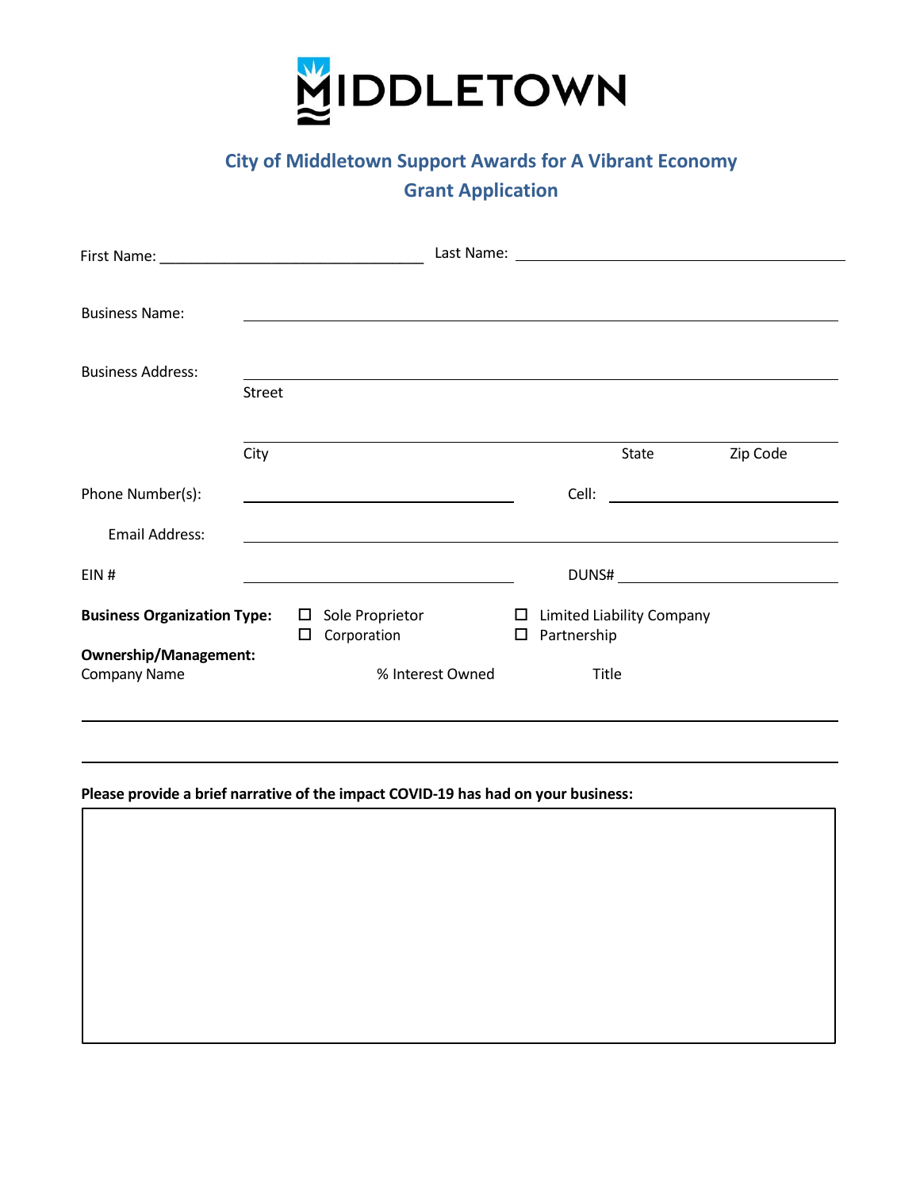# MIDDLETOWN

## City of Middletown Support Awards for A Vibrant Economy
## Grant Application

First Name: ______________________________ Last Name: ______________________________

Business Name: ______________________________

Business Address: ______________________________
Street

______________________________
City State Zip Code

Phone Number(s): ______________________________ Cell: ______________________________

Email Address: ______________________________

EIN # ______________________________ DUNS# ______________________________

**Business Organization Type:**
- ☐ Sole Proprietor
- ☐ Corporation
- ☐ Limited Liability Company
- ☐ Partnership

**Ownership/Management:**

| Company Name | % Interest Owned | Title |
|---|---|---|
| | | |
| | | |

**Please provide a brief narrative of the impact COVID-19 has had on your business:**

| |
|---|
| |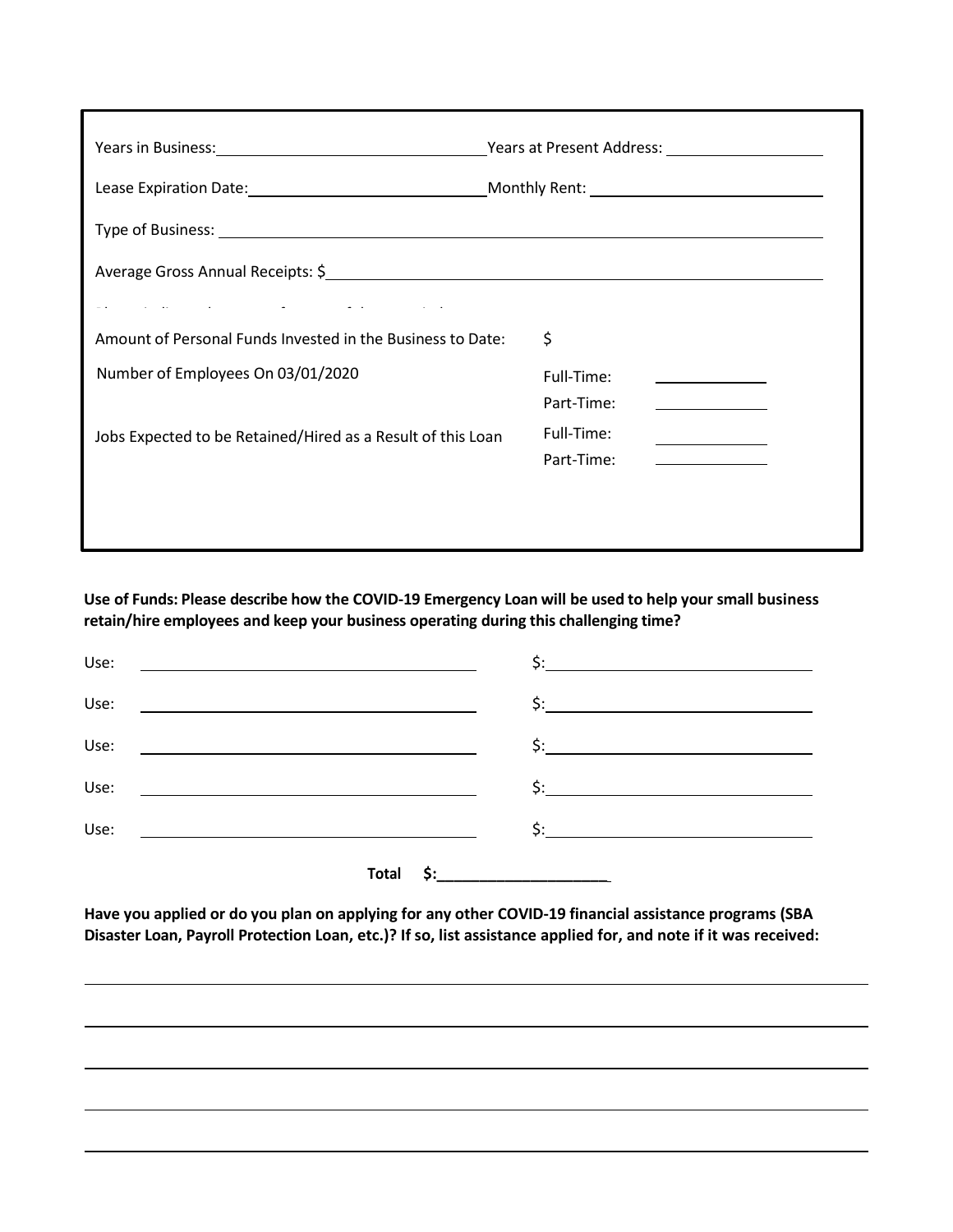Years in Business: \_\_\_\_\_\_\_\_\_\_\_\_\_\_\_\_\_\_\_\_ Years at Present Address: \_\_\_\_\_\_\_\_\_\_\_\_\_\_\_\_

Lease Expiration Date: \_\_\_\_\_\_\_\_\_\_\_\_\_\_\_\_\_\_\_\_ Monthly Rent: \_\_\_\_\_\_\_\_\_\_\_\_\_\_\_\_

Type of Business: \_\_\_\_\_\_\_\_\_\_\_\_\_\_\_\_\_\_\_\_\_\_\_\_\_\_\_\_\_\_\_\_\_\_\_\_\_\_\_\_

Average Gross Annual Receipts: $\_\_\_\_\_\_\_\_\_\_\_\_\_\_\_\_\_\_\_\_\_\_\_\_\_\_\_\_\_\_\_\_\_\_\_\_

Amount of Personal Funds Invested in the Business to Date: $

Number of Employees On 03/01/2020 — Full-Time: \_\_\_\_\_\_\_\_ Part-Time: \_\_\_\_\_\_\_\_

Jobs Expected to be Retained/Hired as a Result of this Loan — Full-Time: \_\_\_\_\_\_\_\_ Part-Time: \_\_\_\_\_\_\_\_

**Use of Funds: Please describe how the COVID-19 Emergency Loan will be used to help your small business retain/hire employees and keep your business operating during this challenging time?**

Use: \_\_\_\_\_\_\_\_\_\_\_\_\_\_\_\_\_\_\_\_\_\_\_\_ $: \_\_\_\_\_\_\_\_\_\_\_\_\_\_\_\_\_\_\_\_

Use: \_\_\_\_\_\_\_\_\_\_\_\_\_\_\_\_\_\_\_\_\_\_\_\_ $: \_\_\_\_\_\_\_\_\_\_\_\_\_\_\_\_\_\_\_\_

Use: \_\_\_\_\_\_\_\_\_\_\_\_\_\_\_\_\_\_\_\_\_\_\_\_ $: \_\_\_\_\_\_\_\_\_\_\_\_\_\_\_\_\_\_\_\_

Use: \_\_\_\_\_\_\_\_\_\_\_\_\_\_\_\_\_\_\_\_\_\_\_\_ $: \_\_\_\_\_\_\_\_\_\_\_\_\_\_\_\_\_\_\_\_

Use: \_\_\_\_\_\_\_\_\_\_\_\_\_\_\_\_\_\_\_\_\_\_\_\_ $: \_\_\_\_\_\_\_\_\_\_\_\_\_\_\_\_\_\_\_\_

**Total $:\_\_\_\_\_\_\_\_\_\_\_\_\_\_\_\_\_\_\_\_**

**Have you applied or do you plan on applying for any other COVID-19 financial assistance programs (SBA Disaster Loan, Payroll Protection Loan, etc.)? If so, list assistance applied for, and note if it was received:**

\_\_\_\_\_\_\_\_\_\_\_\_\_\_\_\_\_\_\_\_\_\_\_\_\_\_\_\_\_\_\_\_\_\_\_\_\_\_\_\_\_\_\_\_\_\_\_\_\_\_\_\_\_\_\_\_\_\_

\_\_\_\_\_\_\_\_\_\_\_\_\_\_\_\_\_\_\_\_\_\_\_\_\_\_\_\_\_\_\_\_\_\_\_\_\_\_\_\_\_\_\_\_\_\_\_\_\_\_\_\_\_\_\_\_\_\_

\_\_\_\_\_\_\_\_\_\_\_\_\_\_\_\_\_\_\_\_\_\_\_\_\_\_\_\_\_\_\_\_\_\_\_\_\_\_\_\_\_\_\_\_\_\_\_\_\_\_\_\_\_\_\_\_\_\_

\_\_\_\_\_\_\_\_\_\_\_\_\_\_\_\_\_\_\_\_\_\_\_\_\_\_\_\_\_\_\_\_\_\_\_\_\_\_\_\_\_\_\_\_\_\_\_\_\_\_\_\_\_\_\_\_\_\_

\_\_\_\_\_\_\_\_\_\_\_\_\_\_\_\_\_\_\_\_\_\_\_\_\_\_\_\_\_\_\_\_\_\_\_\_\_\_\_\_\_\_\_\_\_\_\_\_\_\_\_\_\_\_\_\_\_\_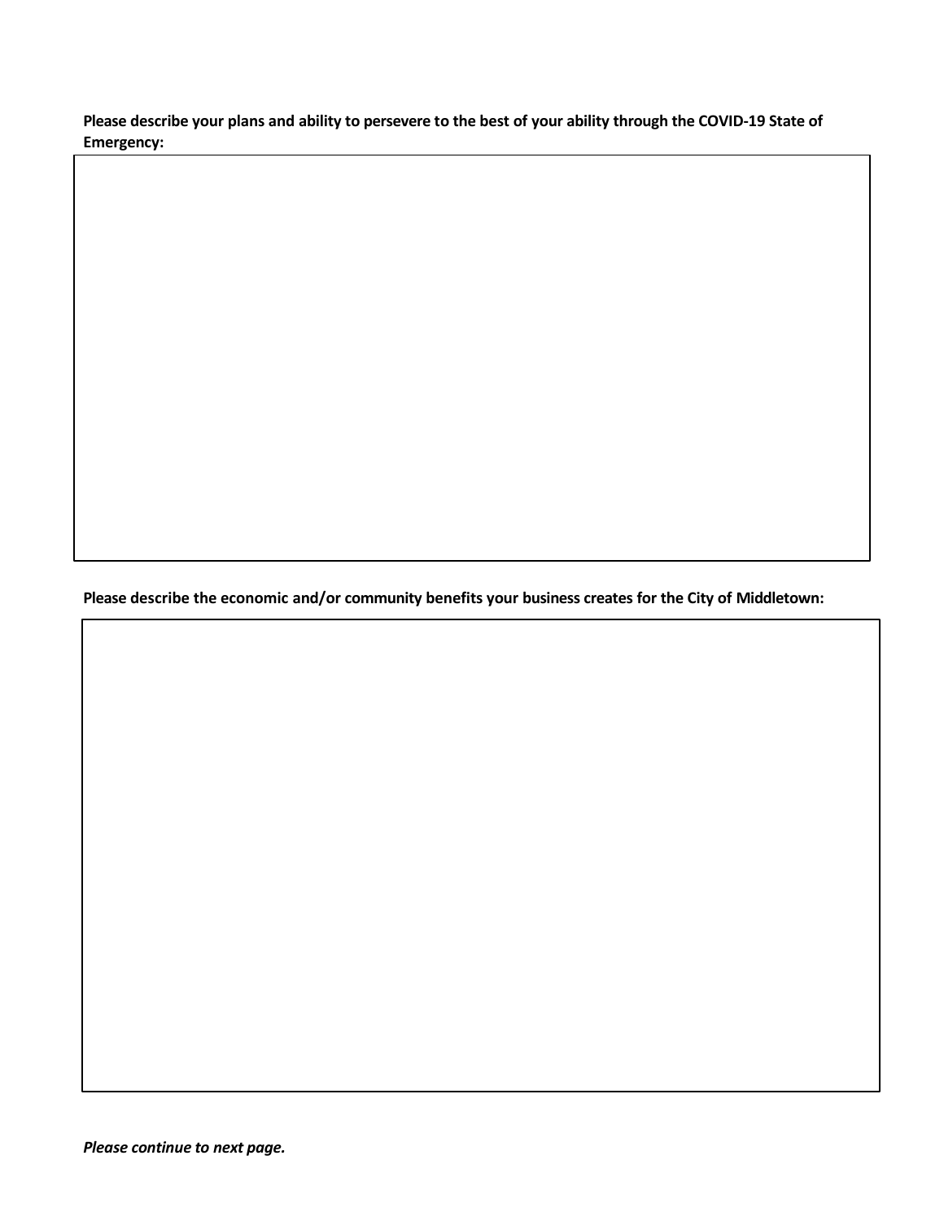**Please describe your plans and ability to persevere to the best of your ability through the COVID-19 State of Emergency:**

| |
|---|
| |

**Please describe the economic and/or community benefits your business creates for the City of Middletown:**

| |
|---|
| |

***Please continue to next page.***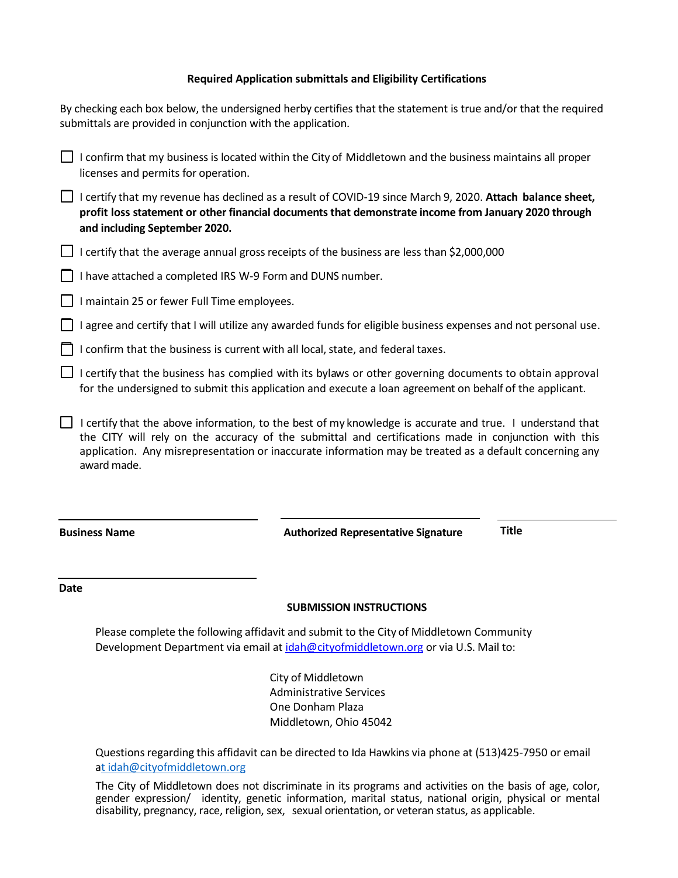## Required Application submittals and Eligibility Certifications

By checking each box below, the undersigned herby certifies that the statement is true and/or that the required submittals are provided in conjunction with the application.

- ☐ I confirm that my business is located within the City of Middletown and the business maintains all proper licenses and permits for operation.
- ☐ I certify that my revenue has declined as a result of COVID-19 since March 9, 2020. **Attach balance sheet, profit loss statement or other financial documents that demonstrate income from January 2020 through and including September 2020.**
- ☐ I certify that the average annual gross receipts of the business are less than $2,000,000
- ☐ I have attached a completed IRS W-9 Form and DUNS number.
- ☐ I maintain 25 or fewer Full Time employees.
- ☐ I agree and certify that I will utilize any awarded funds for eligible business expenses and not personal use.
- ☐ I confirm that the business is current with all local, state, and federal taxes.
- ☐ I certify that the business has complied with its bylaws or other governing documents to obtain approval for the undersigned to submit this application and execute a loan agreement on behalf of the applicant.
- ☐ I certify that the above information, to the best of my knowledge is accurate and true. I understand that the CITY will rely on the accuracy of the submittal and certifications made in conjunction with this application. Any misrepresentation or inaccurate information may be treated as a default concerning any award made.

| | | |
|---|---|---|
| ______________________ | ______________________ | ______________ |
| **Business Name** | **Authorized Representative Signature** | **Title** |

______________________

**Date**

### SUBMISSION INSTRUCTIONS

Please complete the following affidavit and submit to the City of Middletown Community Development Department via email at idah@cityofmiddletown.org or via U.S. Mail to:

City of Middletown
Administrative Services
One Donham Plaza
Middletown, Ohio 45042

Questions regarding this affidavit can be directed to Ida Hawkins via phone at (513)425-7950 or email at idah@cityofmiddletown.org

The City of Middletown does not discriminate in its programs and activities on the basis of age, color, gender expression/ identity, genetic information, marital status, national origin, physical or mental disability, pregnancy, race, religion, sex, sexual orientation, or veteran status, as applicable.